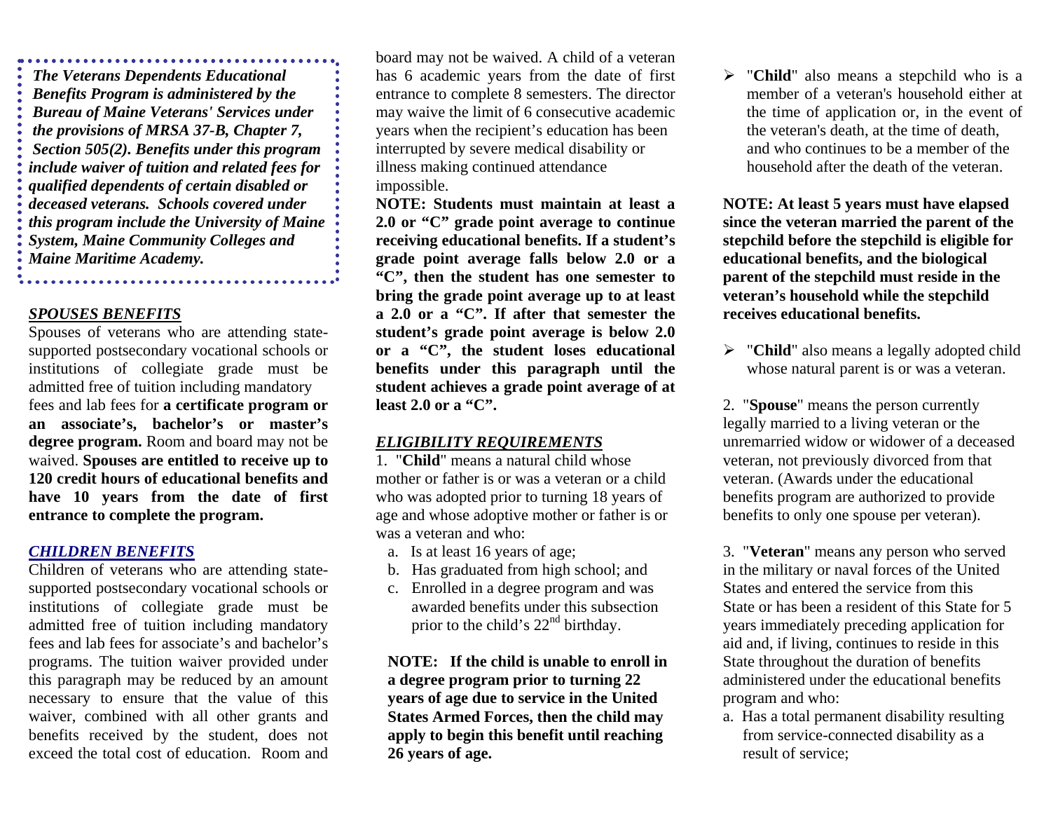***The Veterans Dependents Educational Benefits Program is administered by the Bureau of Maine Veterans' Services under the provisions of MRSA 37-B, Chapter 7, Section 505(2). Benefits under this program include waiver of tuition and related fees for qualified dependents of certain disabled or deceased veterans. Schools covered under this program include the University of Maine System, Maine Community Colleges and Maine Maritime Academy.***

***SPOUSES BENEFITS***

Spouses of veterans who are attending state-supported postsecondary vocational schools or institutions of collegiate grade must be admitted free of tuition including mandatory fees and lab fees for **a certificate program or an associate's, bachelor's or master's degree program.** Room and board may not be waived. **Spouses are entitled to receive up to 120 credit hours of educational benefits and have 10 years from the date of first entrance to complete the program.**

***CHILDREN BENEFITS***

Children of veterans who are attending state-supported postsecondary vocational schools or institutions of collegiate grade must be admitted free of tuition including mandatory fees and lab fees for associate's and bachelor's programs. The tuition waiver provided under this paragraph may be reduced by an amount necessary to ensure that the value of this waiver, combined with all other grants and benefits received by the student, does not exceed the total cost of education. Room and board may not be waived. A child of a veteran has 6 academic years from the date of first entrance to complete 8 semesters. The director may waive the limit of 6 consecutive academic years when the recipient's education has been interrupted by severe medical disability or illness making continued attendance impossible.

**NOTE: Students must maintain at least a 2.0 or "C" grade point average to continue receiving educational benefits. If a student's grade point average falls below 2.0 or a "C", then the student has one semester to bring the grade point average up to at least a 2.0 or a "C". If after that semester the student's grade point average is below 2.0 or a "C", the student loses educational benefits under this paragraph until the student achieves a grade point average of at least 2.0 or a "C".**

***ELIGIBILITY REQUIREMENTS***

1. "**Child**" means a natural child whose mother or father is or was a veteran or a child who was adopted prior to turning 18 years of age and whose adoptive mother or father is or was a veteran and who:

   a. Is at least 16 years of age;
   b. Has graduated from high school; and
   c. Enrolled in a degree program and was awarded benefits under this subsection prior to the child's 22nd birthday.

**NOTE: If the child is unable to enroll in a degree program prior to turning 22 years of age due to service in the United States Armed Forces, then the child may apply to begin this benefit until reaching 26 years of age.**

- "**Child**" also means a stepchild who is a member of a veteran's household either at the time of application or, in the event of the veteran's death, at the time of death, and who continues to be a member of the household after the death of the veteran.

**NOTE: At least 5 years must have elapsed since the veteran married the parent of the stepchild before the stepchild is eligible for educational benefits, and the biological parent of the stepchild must reside in the veteran's household while the stepchild receives educational benefits.**

- "**Child**" also means a legally adopted child whose natural parent is or was a veteran.

2. "**Spouse**" means the person currently legally married to a living veteran or the unremarried widow or widower of a deceased veteran, not previously divorced from that veteran. (Awards under the educational benefits program are authorized to provide benefits to only one spouse per veteran).

3. "**Veteran**" means any person who served in the military or naval forces of the United States and entered the service from this State or has been a resident of this State for 5 years immediately preceding application for aid and, if living, continues to reside in this State throughout the duration of benefits administered under the educational benefits program and who:

   a. Has a total permanent disability resulting from service-connected disability as a result of service;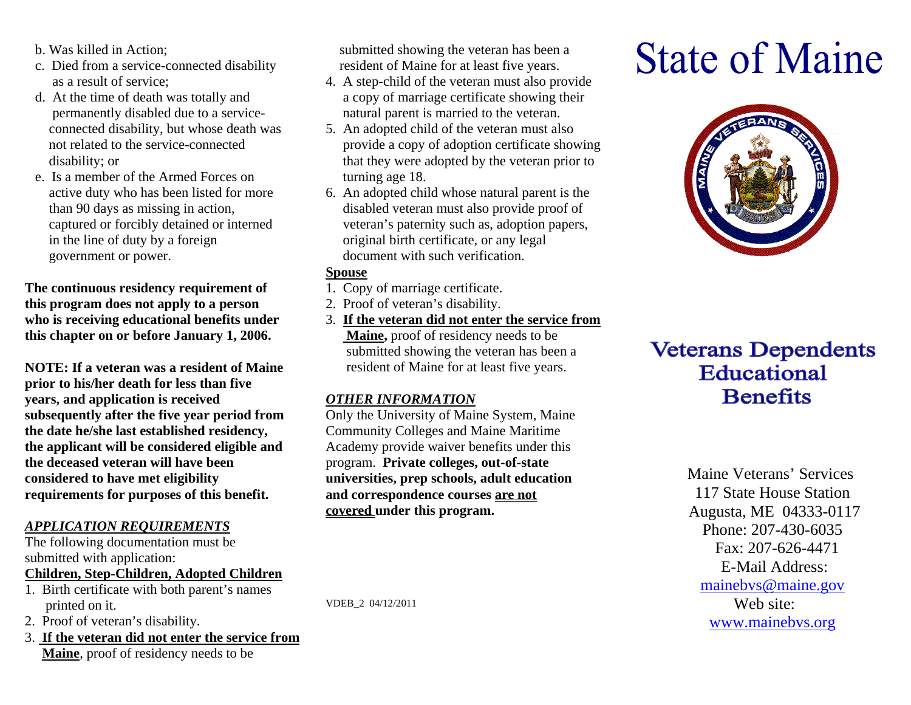b. Was killed in Action;
c. Died from a service-connected disability as a result of service;
d. At the time of death was totally and permanently disabled due to a service-connected disability, but whose death was not related to the service-connected disability; or
e. Is a member of the Armed Forces on active duty who has been listed for more than 90 days as missing in action, captured or forcibly detained or interned in the line of duty by a foreign government or power.

**The continuous residency requirement of this program does not apply to a person who is receiving educational benefits under this chapter on or before January 1, 2006.**

**NOTE: If a veteran was a resident of Maine prior to his/her death for less than five years, and application is received subsequently after the five year period from the date he/she last established residency, the applicant will be considered eligible and the deceased veteran will have been considered to have met eligibility requirements for purposes of this benefit.**

### *APPLICATION REQUIREMENTS*

The following documentation must be submitted with application:

**Children, Step-Children, Adopted Children**

1. Birth certificate with both parent's names printed on it.
2. Proof of veteran's disability.
3. **If the veteran did not enter the service from Maine**, proof of residency needs to be submitted showing the veteran has been a resident of Maine for at least five years.
4. A step-child of the veteran must also provide a copy of marriage certificate showing their natural parent is married to the veteran.
5. An adopted child of the veteran must also provide a copy of adoption certificate showing that they were adopted by the veteran prior to turning age 18.
6. An adopted child whose natural parent is the disabled veteran must also provide proof of veteran's paternity such as, adoption papers, original birth certificate, or any legal document with such verification.

**Spouse**

1. Copy of marriage certificate.
2. Proof of veteran's disability.
3. **If the veteran did not enter the service from Maine,** proof of residency needs to be submitted showing the veteran has been a resident of Maine for at least five years.

### *OTHER INFORMATION*

Only the University of Maine System, Maine Community Colleges and Maine Maritime Academy provide waiver benefits under this program. **Private colleges, out-of-state universities, prep schools, adult education and correspondence courses are not covered under this program.**

VDEB_2 04/12/2011

# State of Maine

MAINE VETERANS SERVICES

## Veterans Dependents Educational Benefits

Maine Veterans' Services
117 State House Station
Augusta, ME 04333-0117
Phone: 207-430-6035
Fax: 207-626-4471
E-Mail Address:
mainebvs@maine.gov
Web site:
www.mainebvs.org